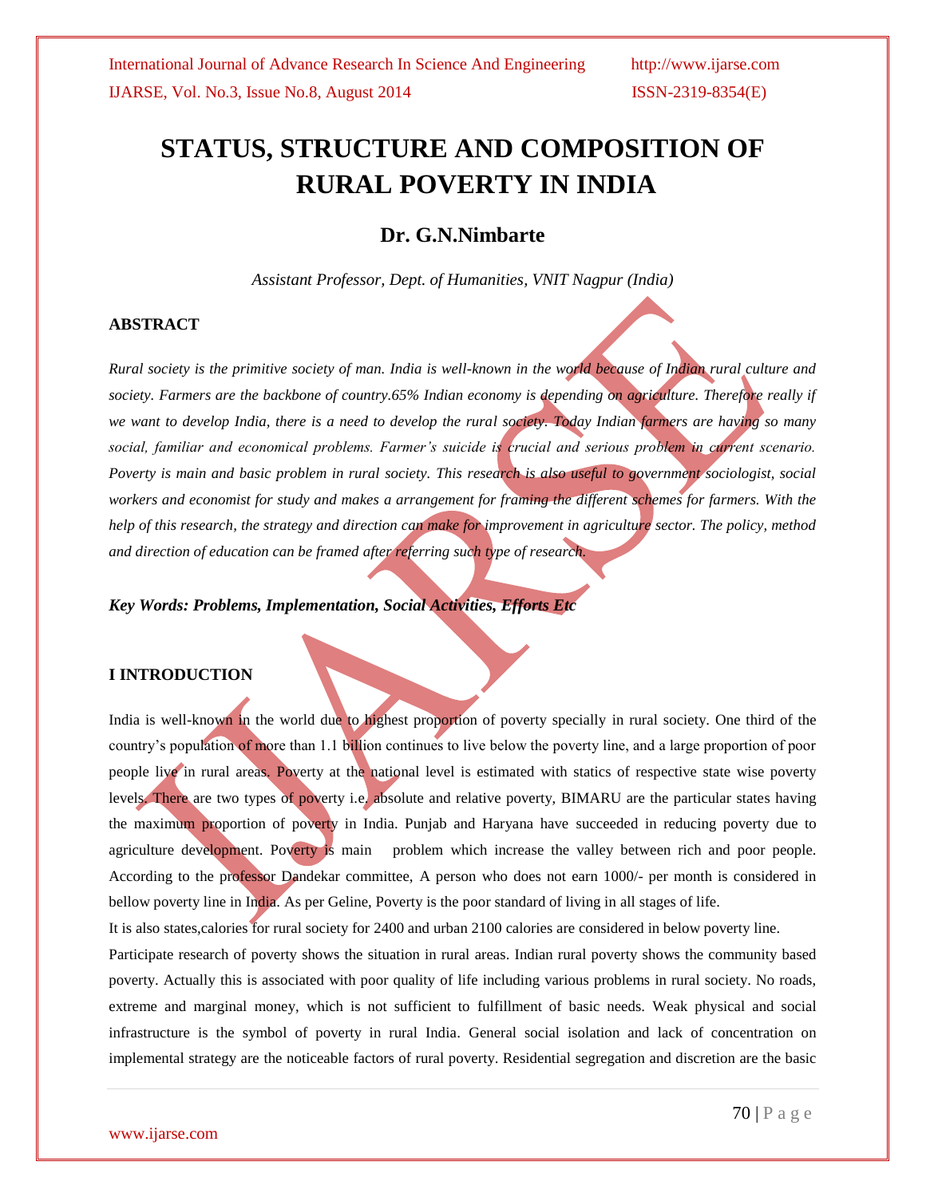# STATUS, STRUCTURE AND COMPOSITION OF RURAL POVERTY IN INDIA

## Dr. G.N.Nimbarte

*Assistant Professor, Dept. of Humanities, VNIT Nagpur (India)*

### ABSTRACT

*Rural society is the primitive society of man. India is well-known in the world because of Indian rural culture and society. Farmers are the backbone of country.65% Indian economy is depending on agriculture. Therefore really if we want to develop India, there is a need to develop the rural society. Today Indian farmers are having so many social, familiar and economical problems. Farmer's suicide is crucial and serious problem in current scenario. Poverty is main and basic problem in rural society. This research is also useful to government sociologist, social workers and economist for study and makes a arrangement for framing the different schemes for farmers. With the help of this research, the strategy and direction can make for improvement in agriculture sector. The policy, method and direction of education can be framed after referring such type of research.*

***Key Words: Problems, Implementation, Social Activities, Efforts Etc***

### I INTRODUCTION

India is well-known in the world due to highest proportion of poverty specially in rural society. One third of the country's population of more than 1.1 billion continues to live below the poverty line, and a large proportion of poor people live in rural areas. Poverty at the national level is estimated with statics of respective state wise poverty levels. There are two types of poverty i.e. absolute and relative poverty, BIMARU are the particular states having the maximum proportion of poverty in India. Punjab and Haryana have succeeded in reducing poverty due to agriculture development. Poverty is main problem which increase the valley between rich and poor people. According to the professor Dandekar committee, A person who does not earn 1000/- per month is considered in bellow poverty line in India. As per Geline, Poverty is the poor standard of living in all stages of life.

It is also states,calories for rural society for 2400 and urban 2100 calories are considered in below poverty line.

Participate research of poverty shows the situation in rural areas. Indian rural poverty shows the community based poverty. Actually this is associated with poor quality of life including various problems in rural society. No roads, extreme and marginal money, which is not sufficient to fulfillment of basic needs. Weak physical and social infrastructure is the symbol of poverty in rural India. General social isolation and lack of concentration on implemental strategy are the noticeable factors of rural poverty. Residential segregation and discretion are the basic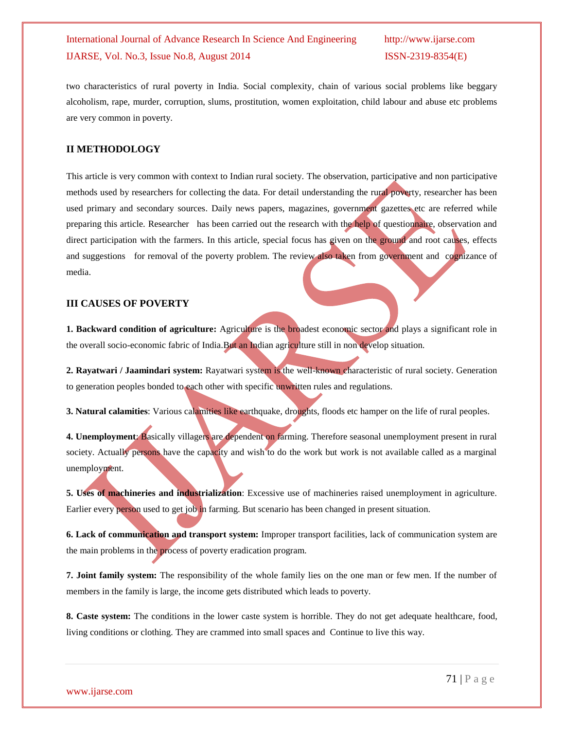two characteristics of rural poverty in India. Social complexity, chain of various social problems like beggary alcoholism, rape, murder, corruption, slums, prostitution, women exploitation, child labour and abuse etc problems are very common in poverty.

## II METHODOLOGY

This article is very common with context to Indian rural society. The observation, participative and non participative methods used by researchers for collecting the data. For detail understanding the rural poverty, researcher has been used primary and secondary sources. Daily news papers, magazines, government gazettes etc are referred while preparing this article. Researcher has been carried out the research with the help of questionnaire, observation and direct participation with the farmers. In this article, special focus has given on the ground and root causes, effects and suggestions for removal of the poverty problem. The review also taken from government and cognizance of media.

## III CAUSES OF POVERTY

**1. Backward condition of agriculture:** Agriculture is the broadest economic sector and plays a significant role in the overall socio-economic fabric of India.But an Indian agriculture still in non develop situation.

**2. Rayatwari / Jaamindari system:** Rayatwari system is the well-known characteristic of rural society. Generation to generation peoples bonded to each other with specific unwritten rules and regulations.

**3. Natural calamities**: Various calamities like earthquake, droughts, floods etc hamper on the life of rural peoples.

**4. Unemployment**: Basically villagers are dependent on farming. Therefore seasonal unemployment present in rural society. Actually persons have the capacity and wish to do the work but work is not available called as a marginal unemployment.

**5. Uses of machineries and industrialization**: Excessive use of machineries raised unemployment in agriculture. Earlier every person used to get job in farming. But scenario has been changed in present situation.

**6. Lack of communication and transport system:** Improper transport facilities, lack of communication system are the main problems in the process of poverty eradication program.

**7. Joint family system:** The responsibility of the whole family lies on the one man or few men. If the number of members in the family is large, the income gets distributed which leads to poverty.

**8. Caste system:** The conditions in the lower caste system is horrible. They do not get adequate healthcare, food, living conditions or clothing. They are crammed into small spaces and Continue to live this way.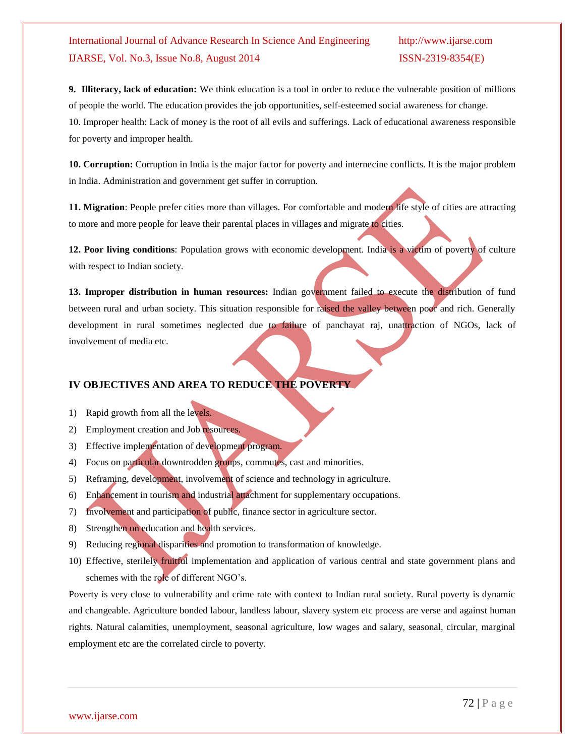**9. Illiteracy, lack of education:** We think education is a tool in order to reduce the vulnerable position of millions of people the world. The education provides the job opportunities, self-esteemed social awareness for change.
10. Improper health: Lack of money is the root of all evils and sufferings. Lack of educational awareness responsible for poverty and improper health.

**10. Corruption:** Corruption in India is the major factor for poverty and internecine conflicts. It is the major problem in India. Administration and government get suffer in corruption.

**11. Migration**: People prefer cities more than villages. For comfortable and modern life style of cities are attracting to more and more people for leave their parental places in villages and migrate to cities.

**12. Poor living conditions**: Population grows with economic development. India is a victim of poverty of culture with respect to Indian society.

**13. Improper distribution in human resources:** Indian government failed to execute the distribution of fund between rural and urban society. This situation responsible for raised the valley between poor and rich. Generally development in rural sometimes neglected due to failure of panchayat raj, unattraction of NGOs, lack of involvement of media etc.

## IV OBJECTIVES AND AREA TO REDUCE THE POVERTY

1) Rapid growth from all the levels.
2) Employment creation and Job resources.
3) Effective implementation of development program.
4) Focus on particular downtrodden groups, commutes, cast and minorities.
5) Reframing, development, involvement of science and technology in agriculture.
6) Enhancement in tourism and industrial attachment for supplementary occupations.
7) Involvement and participation of public, finance sector in agriculture sector.
8) Strengthen on education and health services.
9) Reducing regional disparities and promotion to transformation of knowledge.
10) Effective, sterilely fruitful implementation and application of various central and state government plans and schemes with the role of different NGO's.

Poverty is very close to vulnerability and crime rate with context to Indian rural society. Rural poverty is dynamic and changeable. Agriculture bonded labour, landless labour, slavery system etc process are verse and against human rights. Natural calamities, unemployment, seasonal agriculture, low wages and salary, seasonal, circular, marginal employment etc are the correlated circle to poverty.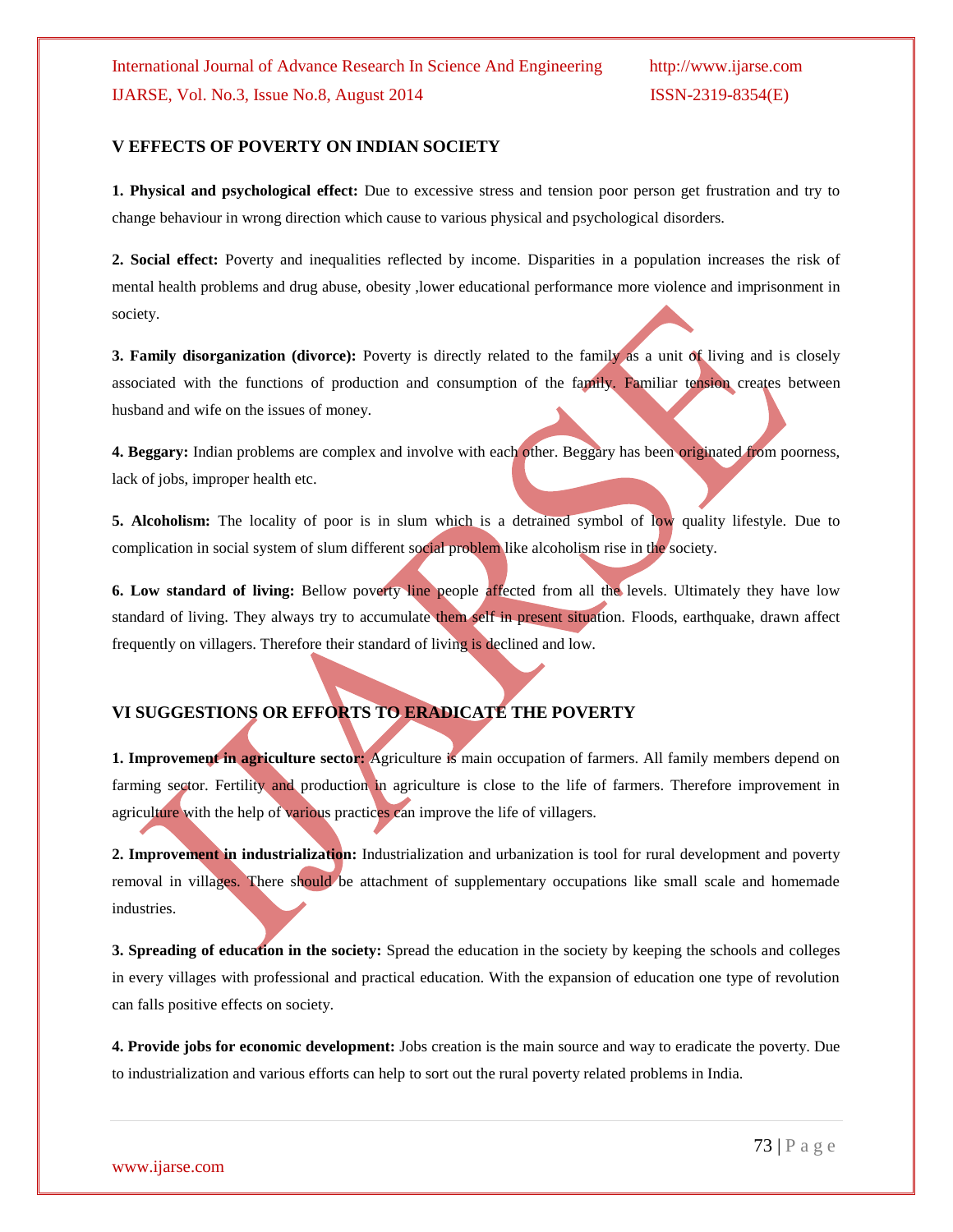## V EFFECTS OF POVERTY ON INDIAN SOCIETY

**1. Physical and psychological effect:** Due to excessive stress and tension poor person get frustration and try to change behaviour in wrong direction which cause to various physical and psychological disorders.

**2. Social effect:** Poverty and inequalities reflected by income. Disparities in a population increases the risk of mental health problems and drug abuse, obesity ,lower educational performance more violence and imprisonment in society.

**3. Family disorganization (divorce):** Poverty is directly related to the family as a unit of living and is closely associated with the functions of production and consumption of the family. Familiar tension creates between husband and wife on the issues of money.

**4. Beggary:** Indian problems are complex and involve with each other. Beggary has been originated from poorness, lack of jobs, improper health etc.

**5. Alcoholism:** The locality of poor is in slum which is a detrained symbol of low quality lifestyle. Due to complication in social system of slum different social problem like alcoholism rise in the society.

**6. Low standard of living:** Bellow poverty line people affected from all the levels. Ultimately they have low standard of living. They always try to accumulate them self in present situation. Floods, earthquake, drawn affect frequently on villagers. Therefore their standard of living is declined and low.

## VI SUGGESTIONS OR EFFORTS TO ERADICATE THE POVERTY

**1. Improvement in agriculture sector:** Agriculture is main occupation of farmers. All family members depend on farming sector. Fertility and production in agriculture is close to the life of farmers. Therefore improvement in agriculture with the help of various practices can improve the life of villagers.

**2. Improvement in industrialization:** Industrialization and urbanization is tool for rural development and poverty removal in villages. There should be attachment of supplementary occupations like small scale and homemade industries.

**3. Spreading of education in the society:** Spread the education in the society by keeping the schools and colleges in every villages with professional and practical education. With the expansion of education one type of revolution can falls positive effects on society.

**4. Provide jobs for economic development:** Jobs creation is the main source and way to eradicate the poverty. Due to industrialization and various efforts can help to sort out the rural poverty related problems in India.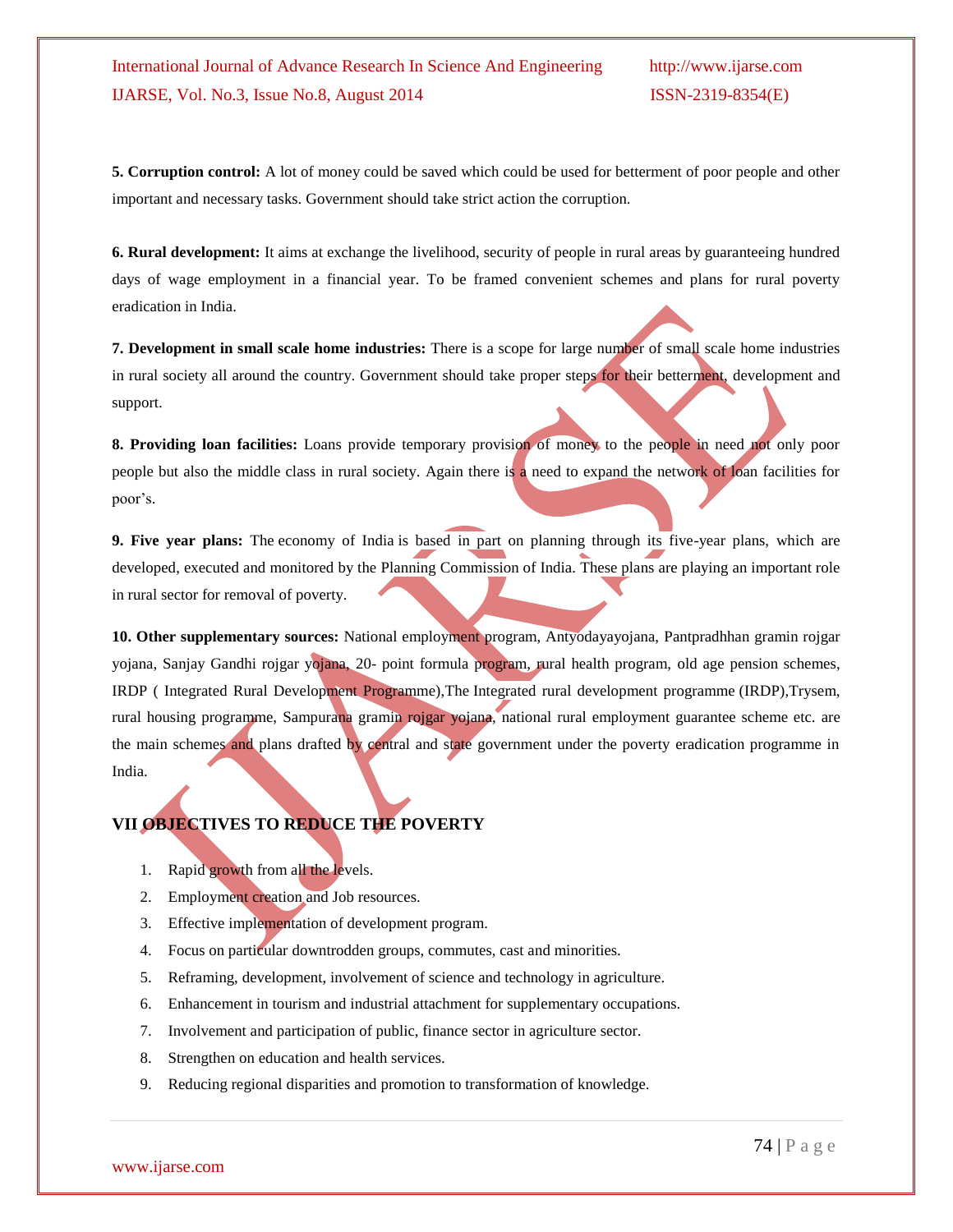**5. Corruption control:** A lot of money could be saved which could be used for betterment of poor people and other important and necessary tasks. Government should take strict action the corruption.

**6. Rural development:** It aims at exchange the livelihood, security of people in rural areas by guaranteeing hundred days of wage employment in a financial year. To be framed convenient schemes and plans for rural poverty eradication in India.

**7. Development in small scale home industries:** There is a scope for large number of small scale home industries in rural society all around the country. Government should take proper steps for their betterment, development and support.

**8. Providing loan facilities:** Loans provide temporary provision of money to the people in need not only poor people but also the middle class in rural society. Again there is a need to expand the network of loan facilities for poor's.

**9. Five year plans:** The economy of India is based in part on planning through its five-year plans, which are developed, executed and monitored by the Planning Commission of India. These plans are playing an important role in rural sector for removal of poverty.

**10. Other supplementary sources:** National employment program, Antyodayayojana, Pantpradhhan gramin rojgar yojana, Sanjay Gandhi rojgar yojana, 20- point formula program, rural health program, old age pension schemes, IRDP ( Integrated Rural Development Programme),The Integrated rural development programme (IRDP),Trysem, rural housing programme, Sampurana gramin rojgar yojana, national rural employment guarantee scheme etc. are the main schemes and plans drafted by central and state government under the poverty eradication programme in India.

## VII OBJECTIVES TO REDUCE THE POVERTY

1. Rapid growth from all the levels.
2. Employment creation and Job resources.
3. Effective implementation of development program.
4. Focus on particular downtrodden groups, commutes, cast and minorities.
5. Reframing, development, involvement of science and technology in agriculture.
6. Enhancement in tourism and industrial attachment for supplementary occupations.
7. Involvement and participation of public, finance sector in agriculture sector.
8. Strengthen on education and health services.
9. Reducing regional disparities and promotion to transformation of knowledge.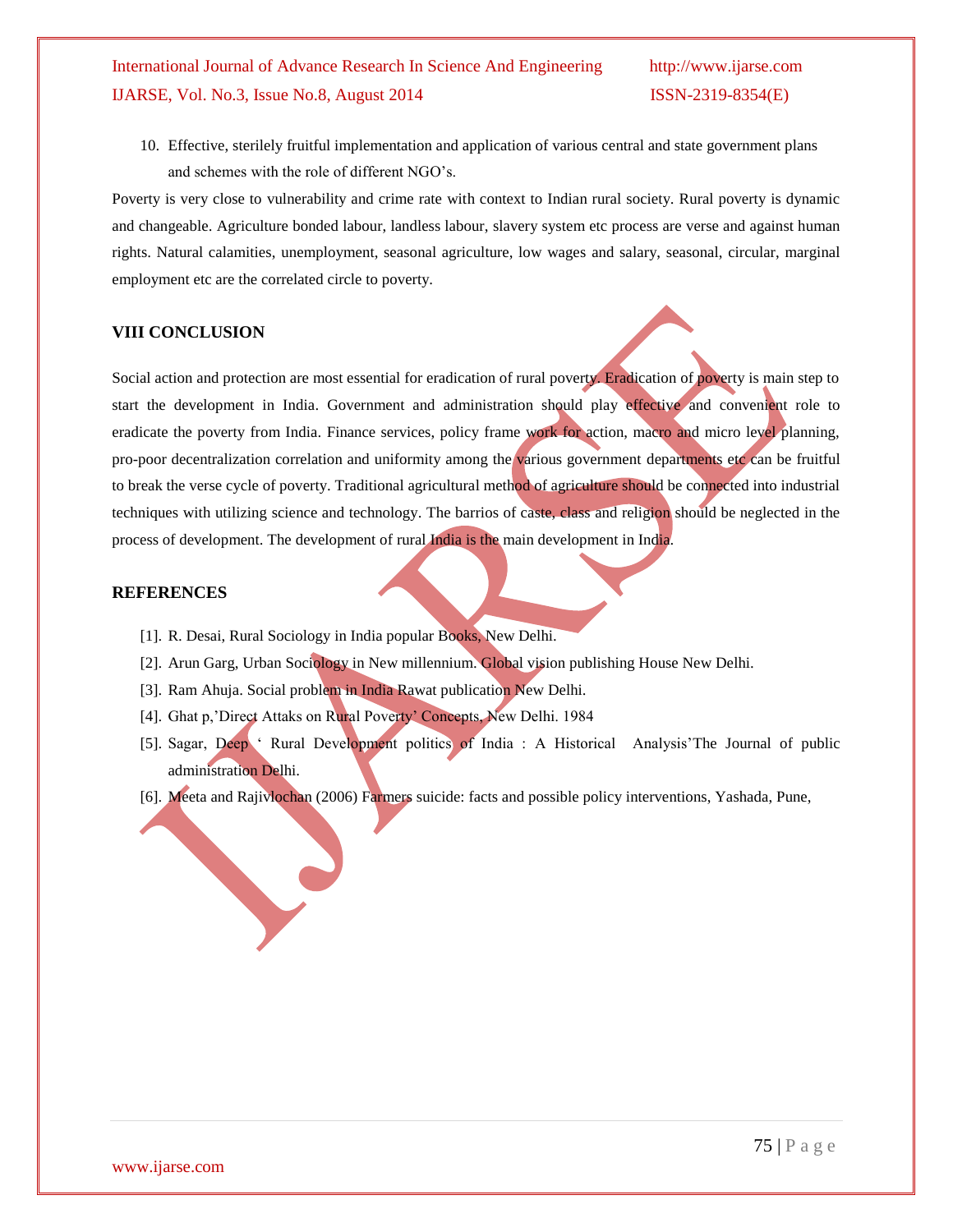10. Effective, sterilely fruitful implementation and application of various central and state government plans and schemes with the role of different NGO's.

Poverty is very close to vulnerability and crime rate with context to Indian rural society. Rural poverty is dynamic and changeable. Agriculture bonded labour, landless labour, slavery system etc process are verse and against human rights. Natural calamities, unemployment, seasonal agriculture, low wages and salary, seasonal, circular, marginal employment etc are the correlated circle to poverty.

## VIII CONCLUSION

Social action and protection are most essential for eradication of rural poverty. Eradication of poverty is main step to start the development in India. Government and administration should play effective and convenient role to eradicate the poverty from India. Finance services, policy frame work for action, macro and micro level planning, pro-poor decentralization correlation and uniformity among the various government departments etc can be fruitful to break the verse cycle of poverty. Traditional agricultural method of agriculture should be connected into industrial techniques with utilizing science and technology. The barrios of caste, class and religion should be neglected in the process of development. The development of rural India is the main development in India.

## REFERENCES

[1]. R. Desai, Rural Sociology in India popular Books, New Delhi.

[2]. Arun Garg, Urban Sociology in New millennium. Global vision publishing House New Delhi.

[3]. Ram Ahuja. Social problem in India Rawat publication New Delhi.

[4]. Ghat p,'Direct Attaks on Rural Poverty' Concepts, New Delhi. 1984

[5]. Sagar, Deep ' Rural Development politics of India : A Historical Analysis'The Journal of public administration Delhi.

[6]. Meeta and Rajivlochan (2006) Farmers suicide: facts and possible policy interventions, Yashada, Pune,